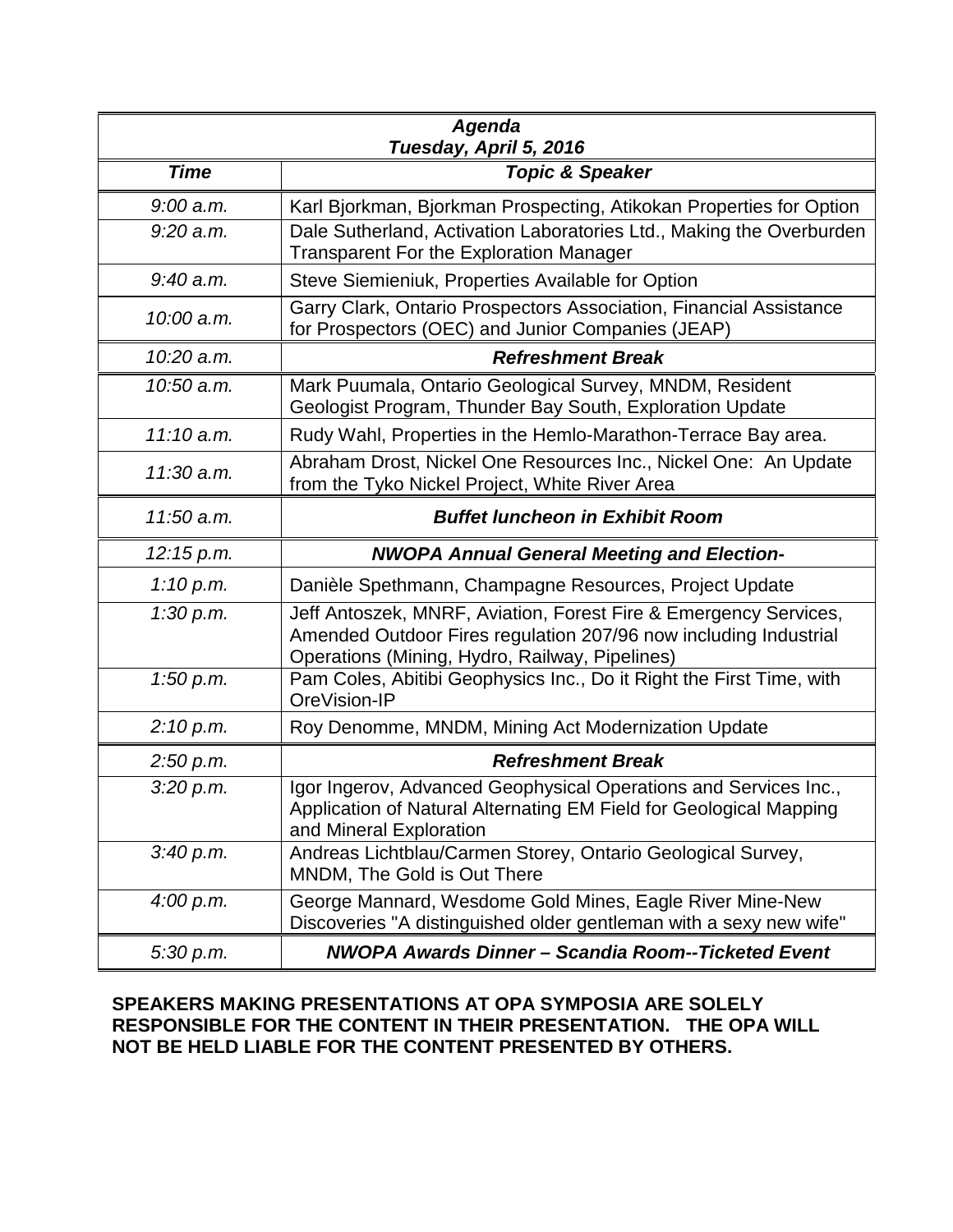| *Agenda* *Tuesday, April 5, 2016* | |
|---|---|
| ***Time*** | ***Topic & Speaker*** |
| *9:00 a.m.* | Karl Bjorkman, Bjorkman Prospecting, Atikokan Properties for Option |
| *9:20 a.m.* | Dale Sutherland, Activation Laboratories Ltd., Making the Overburden Transparent For the Exploration Manager |
| *9:40 a.m.* | Steve Siemieniuk, Properties Available for Option |
| *10:00 a.m.* | Garry Clark, Ontario Prospectors Association, Financial Assistance for Prospectors (OEC) and Junior Companies (JEAP) |
| *10:20 a.m.* | ***Refreshment Break*** |
| *10:50 a.m.* | Mark Puumala, Ontario Geological Survey, MNDM, Resident Geologist Program, Thunder Bay South, Exploration Update |
| *11:10 a.m.* | Rudy Wahl, Properties in the Hemlo-Marathon-Terrace Bay area. |
| *11:30 a.m.* | Abraham Drost, Nickel One Resources Inc., Nickel One: An Update from the Tyko Nickel Project, White River Area |
| *11:50 a.m.* | ***Buffet luncheon in Exhibit Room*** |
| *12:15 p.m.* | ***NWOPA Annual General Meeting and Election-*** |
| *1:10 p.m.* | Danièle Spethmann, Champagne Resources, Project Update |
| *1:30 p.m.* | Jeff Antoszek, MNRF, Aviation, Forest Fire & Emergency Services, Amended Outdoor Fires regulation 207/96 now including Industrial Operations (Mining, Hydro, Railway, Pipelines) |
| *1:50 p.m.* | Pam Coles, Abitibi Geophysics Inc., Do it Right the First Time, with OreVision-IP |
| *2:10 p.m.* | Roy Denomme, MNDM, Mining Act Modernization Update |
| *2:50 p.m.* | ***Refreshment Break*** |
| *3:20 p.m.* | Igor Ingerov, Advanced Geophysical Operations and Services Inc., Application of Natural Alternating EM Field for Geological Mapping and Mineral Exploration |
| *3:40 p.m.* | Andreas Lichtblau/Carmen Storey, Ontario Geological Survey, MNDM, The Gold is Out There |
| *4:00 p.m.* | George Mannard, Wesdome Gold Mines, Eagle River Mine-New Discoveries "A distinguished older gentleman with a sexy new wife" |
| *5:30 p.m.* | ***NWOPA Awards Dinner – Scandia Room--Ticketed Event*** |

**SPEAKERS MAKING PRESENTATIONS AT OPA SYMPOSIA ARE SOLELY RESPONSIBLE FOR THE CONTENT IN THEIR PRESENTATION. THE OPA WILL NOT BE HELD LIABLE FOR THE CONTENT PRESENTED BY OTHERS.**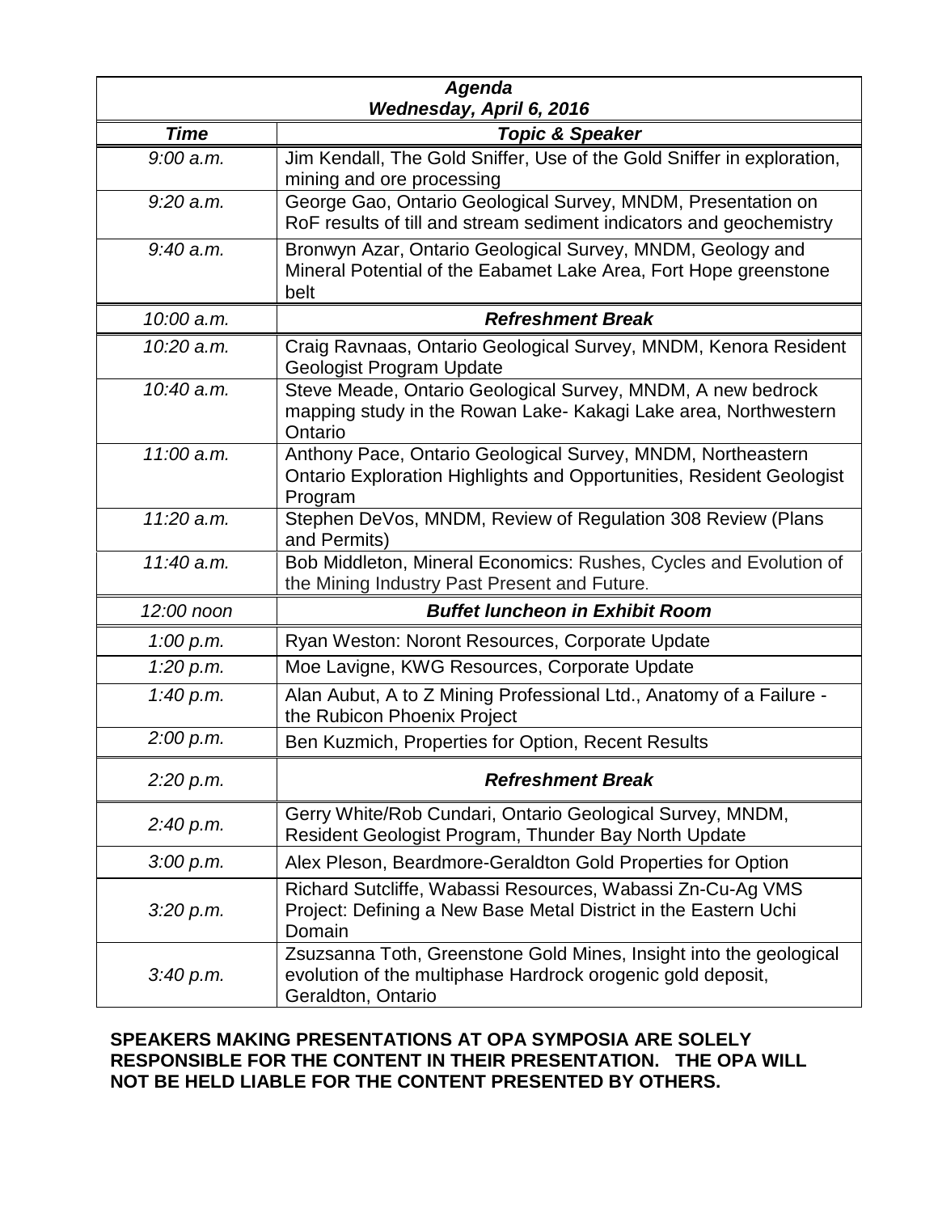| *Agenda*<br>*Wednesday, April 6, 2016* | |
| --- | --- |
| ***Time*** | ***Topic & Speaker*** |
| *9:00 a.m.* | Jim Kendall, The Gold Sniffer, Use of the Gold Sniffer in exploration, mining and ore processing |
| *9:20 a.m.* | George Gao, Ontario Geological Survey, MNDM, Presentation on RoF results of till and stream sediment indicators and geochemistry |
| *9:40 a.m.* | Bronwyn Azar, Ontario Geological Survey, MNDM, Geology and Mineral Potential of the Eabamet Lake Area, Fort Hope greenstone belt |
| *10:00 a.m.* | ***Refreshment Break*** |
| *10:20 a.m.* | Craig Ravnaas, Ontario Geological Survey, MNDM, Kenora Resident Geologist Program Update |
| *10:40 a.m.* | Steve Meade, Ontario Geological Survey, MNDM, A new bedrock mapping study in the Rowan Lake- Kakagi Lake area, Northwestern Ontario |
| *11:00 a.m.* | Anthony Pace, Ontario Geological Survey, MNDM, Northeastern Ontario Exploration Highlights and Opportunities, Resident Geologist Program |
| *11:20 a.m.* | Stephen DeVos, MNDM, Review of Regulation 308 Review (Plans and Permits) |
| *11:40 a.m.* | Bob Middleton, Mineral Economics: Rushes, Cycles and Evolution of the Mining Industry Past Present and Future. |
| *12:00 noon* | ***Buffet luncheon in Exhibit Room*** |
| *1:00 p.m.* | Ryan Weston: Noront Resources, Corporate Update |
| *1:20 p.m.* | Moe Lavigne, KWG Resources, Corporate Update |
| *1:40 p.m.* | Alan Aubut, A to Z Mining Professional Ltd., Anatomy of a Failure - the Rubicon Phoenix Project |
| *2:00 p.m.* | Ben Kuzmich, Properties for Option, Recent Results |
| *2:20 p.m.* | ***Refreshment Break*** |
| *2:40 p.m.* | Gerry White/Rob Cundari, Ontario Geological Survey, MNDM, Resident Geologist Program, Thunder Bay North Update |
| *3:00 p.m.* | Alex Pleson, Beardmore-Geraldton Gold Properties for Option |
| *3:20 p.m.* | Richard Sutcliffe, Wabassi Resources, Wabassi Zn-Cu-Ag VMS Project: Defining a New Base Metal District in the Eastern Uchi Domain |
| *3:40 p.m.* | Zsuzsanna Toth, Greenstone Gold Mines, Insight into the geological evolution of the multiphase Hardrock orogenic gold deposit, Geraldton, Ontario |

**SPEAKERS MAKING PRESENTATIONS AT OPA SYMPOSIA ARE SOLELY RESPONSIBLE FOR THE CONTENT IN THEIR PRESENTATION. THE OPA WILL NOT BE HELD LIABLE FOR THE CONTENT PRESENTED BY OTHERS.**